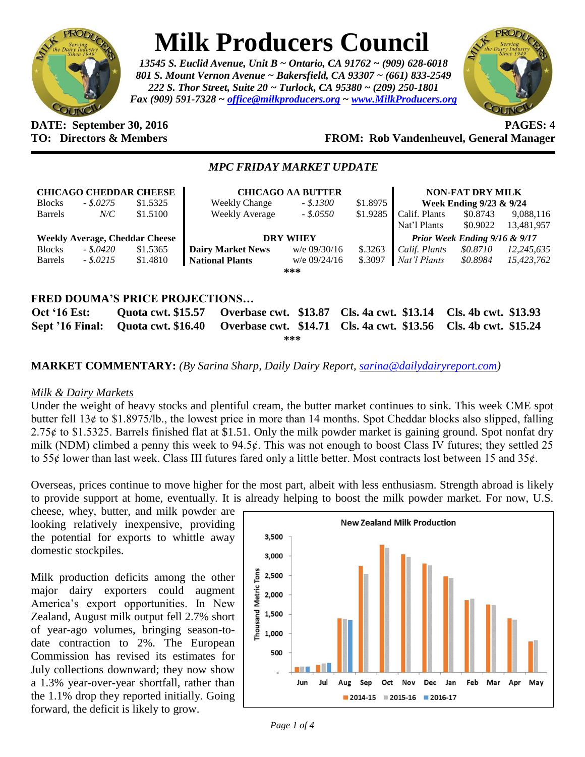# Milk Producers Council

*13545 S. Euclid Avenue, Unit B ~ Ontario, CA 91762 ~ (909) 628-6018*
*801 S. Mount Vernon Avenue ~ Bakersfield, CA 93307 ~ (661) 833-2549*
*222 S. Thor Street, Suite 20 ~ Turlock, CA 95380 ~ (209) 250-1801*
*Fax (909) 591-7328 ~ office@milkproducers.org ~ www.MilkProducers.org*

**DATE: September 30, 2016** **PAGES: 4**
**TO: Directors & Members** **FROM: Rob Vandenheuvel, General Manager**

## *MPC FRIDAY MARKET UPDATE*

| CHICAGO CHEDDAR CHEESE | | | CHICAGO AA BUTTER | | | NON-FAT DRY MILK | | |
|---|---|---|---|---|---|---|---|---|
| Blocks | *- $.0275* | $1.5325 | Weekly Change | *- $.1300* | $1.8975 | **Week Ending 9/23 & 9/24** | | |
| Barrels | *N/C* | $1.5100 | Weekly Average | *- $.0550* | $1.9285 | Calif. Plants | $0.8743 | 9,088,116 |
| | | | | | | Nat'l Plants | $0.9022 | 13,481,957 |
| **Weekly Average, Cheddar Cheese** | | | **DRY WHEY** | | | ***Prior Week Ending 9/16 & 9/17*** | | |
| Blocks | *- $.0420* | $1.5365 | **Dairy Market News** | w/e 09/30/16 | $.3263 | *Calif. Plants* | *$0.8710* | *12,245,635* |
| Barrels | *- $.0215* | $1.4810 | **National Plants** | w/e 09/24/16 | $.3097 | *Nat'l Plants* | *$0.8984* | *15,423,762* |

***

### FRED DOUMA'S PRICE PROJECTIONS…

| | | | | |
|---|---|---|---|---|
| **Oct '16 Est:** | **Quota cwt. $15.57** | **Overbase cwt. $13.87** | **Cls. 4a cwt. $13.14** | **Cls. 4b cwt. $13.93** |
| **Sept '16 Final:** | **Quota cwt. $16.40** | **Overbase cwt. $14.71** | **Cls. 4a cwt. $13.56** | **Cls. 4b cwt. $15.24** |

***

**MARKET COMMENTARY:** *(By Sarina Sharp, Daily Dairy Report, sarina@dailydairyreport.com)*

*Milk & Dairy Markets*

Under the weight of heavy stocks and plentiful cream, the butter market continues to sink. This week CME spot butter fell 13¢ to $1.8975/lb., the lowest price in more than 14 months. Spot Cheddar blocks also slipped, falling 2.75¢ to $1.5325. Barrels finished flat at $1.51. Only the milk powder market is gaining ground. Spot nonfat dry milk (NDM) climbed a penny this week to 94.5¢. This was not enough to boost Class IV futures; they settled 25 to 55¢ lower than last week. Class III futures fared only a little better. Most contracts lost between 15 and 35¢.

Overseas, prices continue to move higher for the most part, albeit with less enthusiasm. Strength abroad is likely to provide support at home, eventually. It is already helping to boost the milk powder market. For now, U.S. cheese, whey, butter, and milk powder are looking relatively inexpensive, providing the potential for exports to whittle away domestic stockpiles.

Milk production deficits among the other major dairy exporters could augment America's export opportunities. In New Zealand, August milk output fell 2.7% short of year-ago volumes, bringing season-to-date contraction to 2%. The European Commission has revised its estimates for July collections downward; they now show a 1.3% year-over-year shortfall, rather than the 1.1% drop they reported initially. Going forward, the deficit is likely to grow.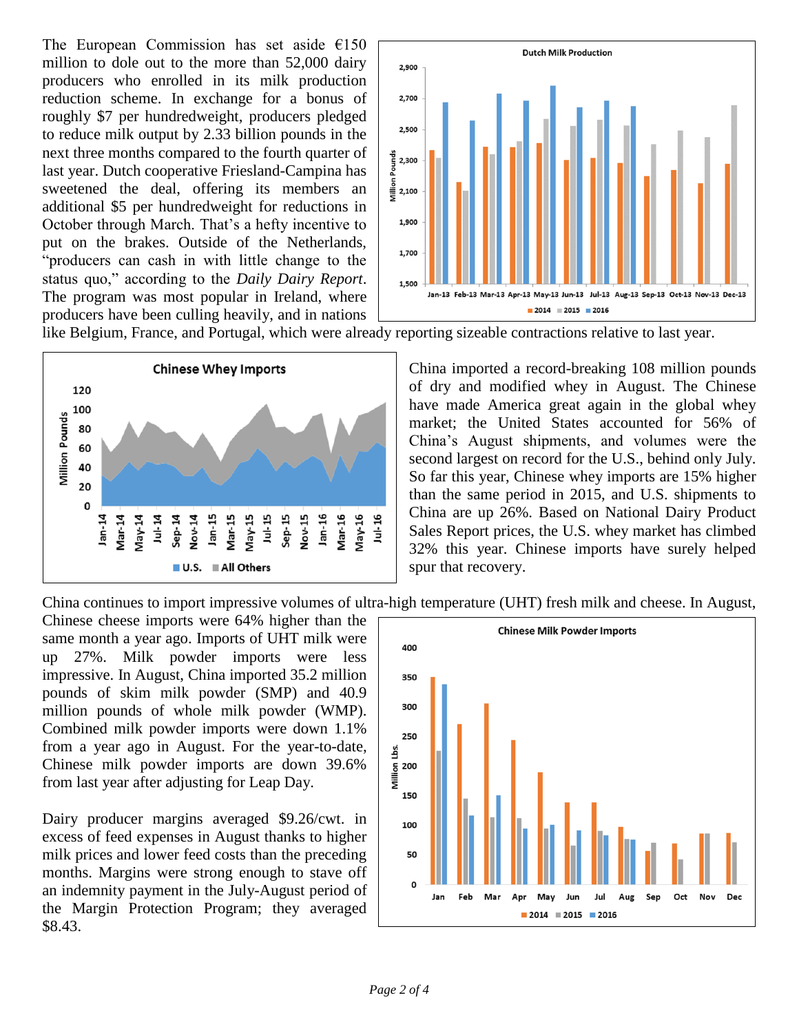The European Commission has set aside €150 million to dole out to the more than 52,000 dairy producers who enrolled in its milk production reduction scheme. In exchange for a bonus of roughly $7 per hundredweight, producers pledged to reduce milk output by 2.33 billion pounds in the next three months compared to the fourth quarter of last year. Dutch cooperative Friesland-Campina has sweetened the deal, offering its members an additional $5 per hundredweight for reductions in October through March. That's a hefty incentive to put on the brakes. Outside of the Netherlands, "producers can cash in with little change to the status quo," according to the *Daily Dairy Report*. The program was most popular in Ireland, where producers have been culling heavily, and in nations like Belgium, France, and Portugal, which were already reporting sizeable contractions relative to last year.

China imported a record-breaking 108 million pounds of dry and modified whey in August. The Chinese have made America great again in the global whey market; the United States accounted for 56% of China's August shipments, and volumes were the second largest on record for the U.S., behind only July. So far this year, Chinese whey imports are 15% higher than the same period in 2015, and U.S. shipments to China are up 26%. Based on National Dairy Product Sales Report prices, the U.S. whey market has climbed 32% this year. Chinese imports have surely helped spur that recovery.

China continues to import impressive volumes of ultra-high temperature (UHT) fresh milk and cheese. In August, Chinese cheese imports were 64% higher than the same month a year ago. Imports of UHT milk were up 27%. Milk powder imports were less impressive. In August, China imported 35.2 million pounds of skim milk powder (SMP) and 40.9 million pounds of whole milk powder (WMP). Combined milk powder imports were down 1.1% from a year ago in August. For the year-to-date, Chinese milk powder imports are down 39.6% from last year after adjusting for Leap Day.

Dairy producer margins averaged $9.26/cwt. in excess of feed expenses in August thanks to higher milk prices and lower feed costs than the preceding months. Margins were strong enough to stave off an indemnity payment in the July-August period of the Margin Protection Program; they averaged $8.43.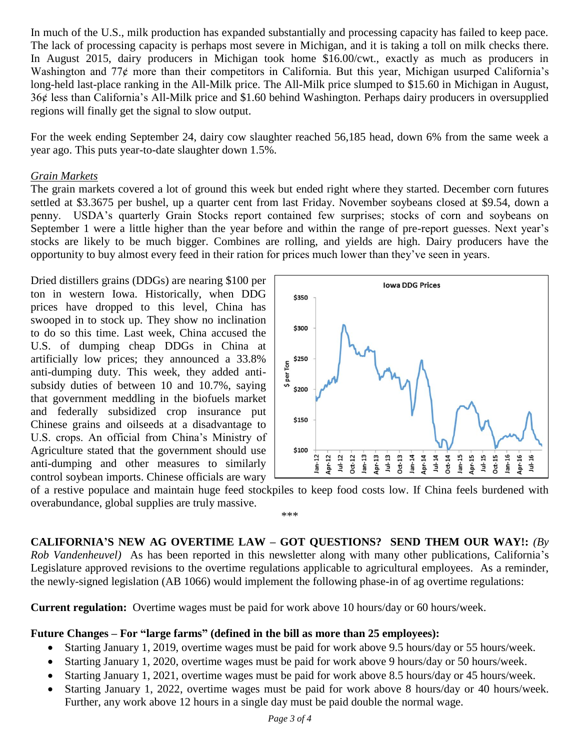In much of the U.S., milk production has expanded substantially and processing capacity has failed to keep pace. The lack of processing capacity is perhaps most severe in Michigan, and it is taking a toll on milk checks there. In August 2015, dairy producers in Michigan took home $16.00/cwt., exactly as much as producers in Washington and 77¢ more than their competitors in California. But this year, Michigan usurped California's long-held last-place ranking in the All-Milk price. The All-Milk price slumped to $15.60 in Michigan in August, 36¢ less than California's All-Milk price and $1.60 behind Washington. Perhaps dairy producers in oversupplied regions will finally get the signal to slow output.

For the week ending September 24, dairy cow slaughter reached 56,185 head, down 6% from the same week a year ago. This puts year-to-date slaughter down 1.5%.

*Grain Markets*

The grain markets covered a lot of ground this week but ended right where they started. December corn futures settled at $3.3675 per bushel, up a quarter cent from last Friday. November soybeans closed at $9.54, down a penny. USDA's quarterly Grain Stocks report contained few surprises; stocks of corn and soybeans on September 1 were a little higher than the year before and within the range of pre-report guesses. Next year's stocks are likely to be much bigger. Combines are rolling, and yields are high. Dairy producers have the opportunity to buy almost every feed in their ration for prices much lower than they've seen in years.

Dried distillers grains (DDGs) are nearing $100 per ton in western Iowa. Historically, when DDG prices have dropped to this level, China has swooped in to stock up. They show no inclination to do so this time. Last week, China accused the U.S. of dumping cheap DDGs in China at artificially low prices; they announced a 33.8% anti-dumping duty. This week, they added anti-subsidy duties of between 10 and 10.7%, saying that government meddling in the biofuels market and federally subsidized crop insurance put Chinese grains and oilseeds at a disadvantage to U.S. crops. An official from China's Ministry of Agriculture stated that the government should use anti-dumping and other measures to similarly control soybean imports. Chinese officials are wary of a restive populace and maintain huge feed stockpiles to keep food costs low. If China feels burdened with overabundance, global supplies are truly massive.

\*\*\*

**CALIFORNIA'S NEW AG OVERTIME LAW – GOT QUESTIONS? SEND THEM OUR WAY!:** *(By Rob Vandenheuvel)* As has been reported in this newsletter along with many other publications, California's Legislature approved revisions to the overtime regulations applicable to agricultural employees. As a reminder, the newly-signed legislation (AB 1066) would implement the following phase-in of ag overtime regulations:

**Current regulation:** Overtime wages must be paid for work above 10 hours/day or 60 hours/week.

**Future Changes – For "large farms" (defined in the bill as more than 25 employees):**

- Starting January 1, 2019, overtime wages must be paid for work above 9.5 hours/day or 55 hours/week.
- Starting January 1, 2020, overtime wages must be paid for work above 9 hours/day or 50 hours/week.
- Starting January 1, 2021, overtime wages must be paid for work above 8.5 hours/day or 45 hours/week.
- Starting January 1, 2022, overtime wages must be paid for work above 8 hours/day or 40 hours/week. Further, any work above 12 hours in a single day must be paid double the normal wage.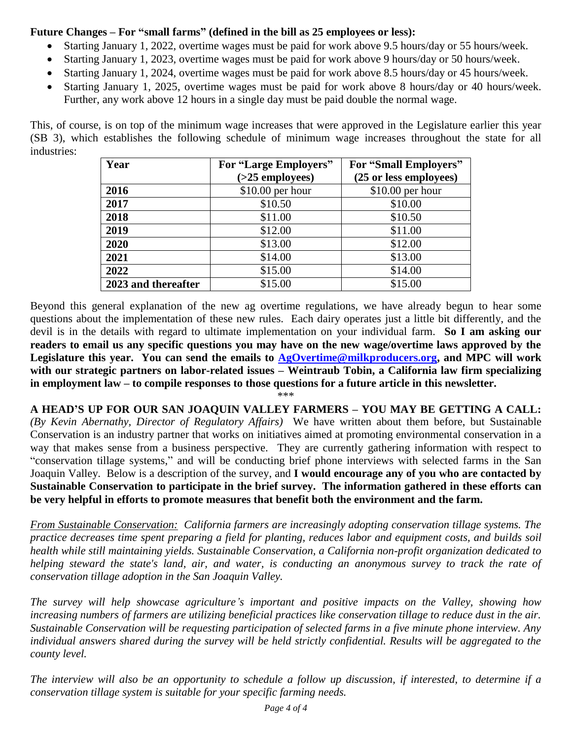**Future Changes – For "small farms" (defined in the bill as 25 employees or less):**

- Starting January 1, 2022, overtime wages must be paid for work above 9.5 hours/day or 55 hours/week.
- Starting January 1, 2023, overtime wages must be paid for work above 9 hours/day or 50 hours/week.
- Starting January 1, 2024, overtime wages must be paid for work above 8.5 hours/day or 45 hours/week.
- Starting January 1, 2025, overtime wages must be paid for work above 8 hours/day or 40 hours/week. Further, any work above 12 hours in a single day must be paid double the normal wage.

This, of course, is on top of the minimum wage increases that were approved in the Legislature earlier this year (SB 3), which establishes the following schedule of minimum wage increases throughout the state for all industries:

| Year | For "Large Employers" (>25 employees) | For "Small Employers" (25 or less employees) |
|---|---|---|
| **2016** | $10.00 per hour | $10.00 per hour |
| **2017** | $10.50 | $10.00 |
| **2018** | $11.00 | $10.50 |
| **2019** | $12.00 | $11.00 |
| **2020** | $13.00 | $12.00 |
| **2021** | $14.00 | $13.00 |
| **2022** | $15.00 | $14.00 |
| **2023 and thereafter** | $15.00 | $15.00 |

Beyond this general explanation of the new ag overtime regulations, we have already begun to hear some questions about the implementation of these new rules. Each dairy operates just a little bit differently, and the devil is in the details with regard to ultimate implementation on your individual farm. **So I am asking our readers to email us any specific questions you may have on the new wage/overtime laws approved by the Legislature this year. You can send the emails to AgOvertime@milkproducers.org, and MPC will work with our strategic partners on labor-related issues – Weintraub Tobin, a California law firm specializing in employment law – to compile responses to those questions for a future article in this newsletter.**

***

**A HEAD'S UP FOR OUR SAN JOAQUIN VALLEY FARMERS – YOU MAY BE GETTING A CALL:** *(By Kevin Abernathy, Director of Regulatory Affairs)* We have written about them before, but Sustainable Conservation is an industry partner that works on initiatives aimed at promoting environmental conservation in a way that makes sense from a business perspective. They are currently gathering information with respect to "conservation tillage systems," and will be conducting brief phone interviews with selected farms in the San Joaquin Valley. Below is a description of the survey, and **I would encourage any of you who are contacted by Sustainable Conservation to participate in the brief survey. The information gathered in these efforts can be very helpful in efforts to promote measures that benefit both the environment and the farm.**

*From Sustainable Conservation: California farmers are increasingly adopting conservation tillage systems. The practice decreases time spent preparing a field for planting, reduces labor and equipment costs, and builds soil health while still maintaining yields. Sustainable Conservation, a California non-profit organization dedicated to helping steward the state's land, air, and water, is conducting an anonymous survey to track the rate of conservation tillage adoption in the San Joaquin Valley.*

*The survey will help showcase agriculture's important and positive impacts on the Valley, showing how increasing numbers of farmers are utilizing beneficial practices like conservation tillage to reduce dust in the air. Sustainable Conservation will be requesting participation of selected farms in a five minute phone interview. Any individual answers shared during the survey will be held strictly confidential. Results will be aggregated to the county level.*

*The interview will also be an opportunity to schedule a follow up discussion, if interested, to determine if a conservation tillage system is suitable for your specific farming needs.*